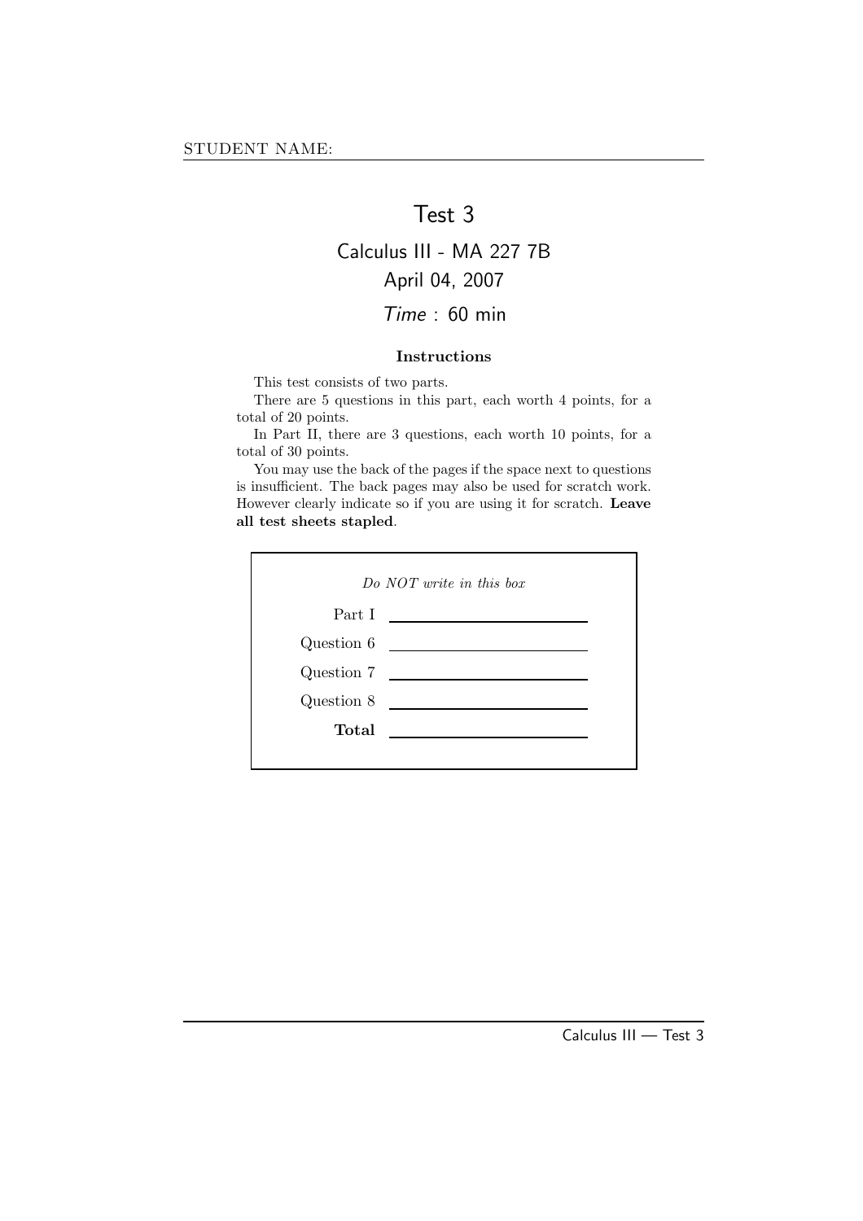STUDENT NAME:

# Test 3

## Calculus III - MA 227 7B

## April 04, 2007

## *Time* : 60 min

### Instructions

This test consists of two parts.

There are 5 questions in this part, each worth 4 points, for a total of 20 points.

In Part II, there are 3 questions, each worth 10 points, for a total of 30 points.

You may use the back of the pages if the space next to questions is insufficient. The back pages may also be used for scratch work. However clearly indicate so if you are using it for scratch. **Leave all test sheets stapled**.

*Do NOT write in this box*

| | |
|---|---|
| Part I | |
| Question 6 | |
| Question 7 | |
| Question 8 | |
| **Total** | |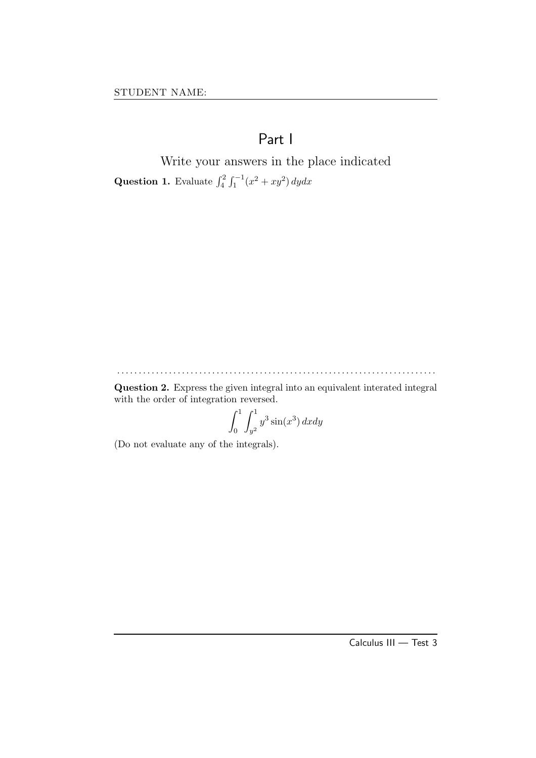STUDENT NAME:

# Part I

Write your answers in the place indicated

**Question 1.** Evaluate $\int_4^2 \int_1^{-1} (x^2 + xy^2)\, dydx$

**Question 2.** Express the given integral into an equivalent interated integral with the order of integration reversed.

$$\int_0^1 \int_{y^2}^1 y^3 \sin(x^3)\, dxdy$$

(Do not evaluate any of the integrals).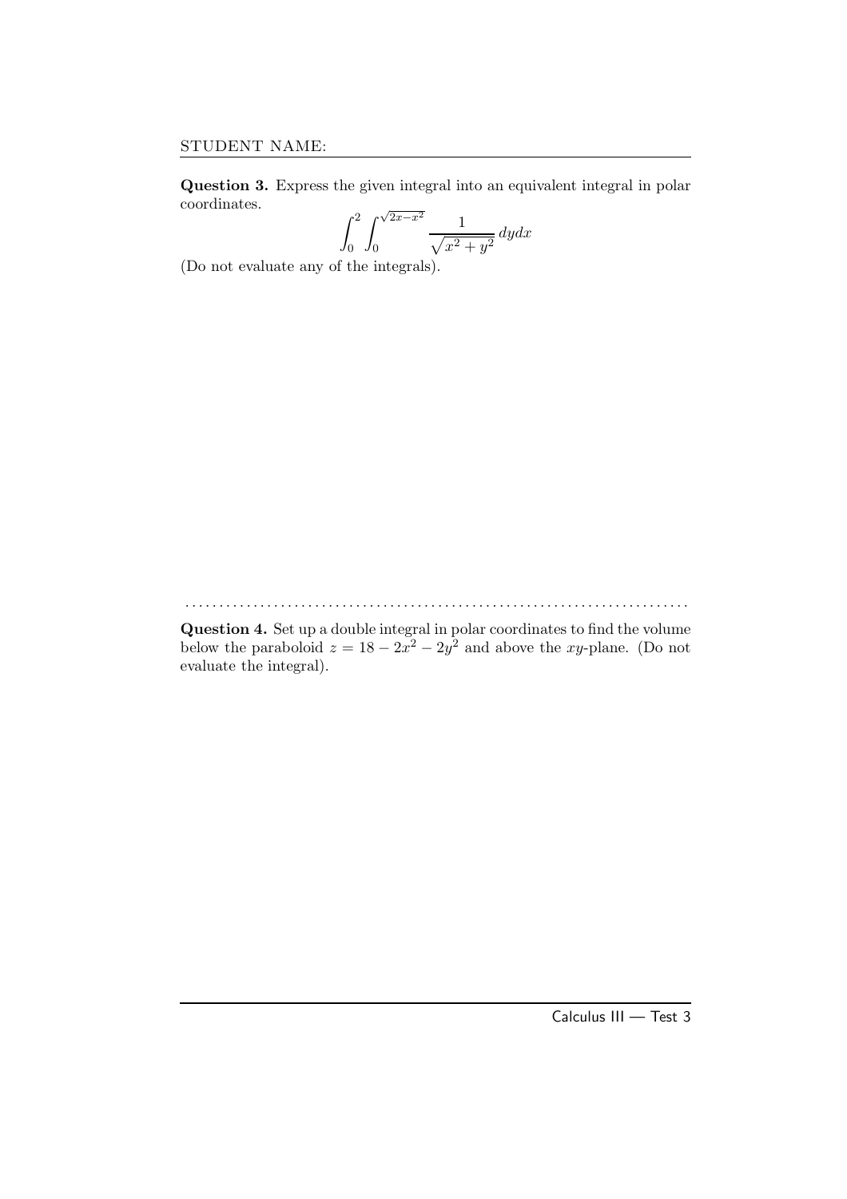STUDENT NAME:

**Question 3.** Express the given integral into an equivalent integral in polar coordinates.

$$\int_0^2 \int_0^{\sqrt{2x-x^2}} \frac{1}{\sqrt{x^2+y^2}} \, dydx$$

(Do not evaluate any of the integrals).

**Question 4.** Set up a double integral in polar coordinates to find the volume below the paraboloid $z = 18 - 2x^2 - 2y^2$ and above the $xy$-plane. (Do not evaluate the integral).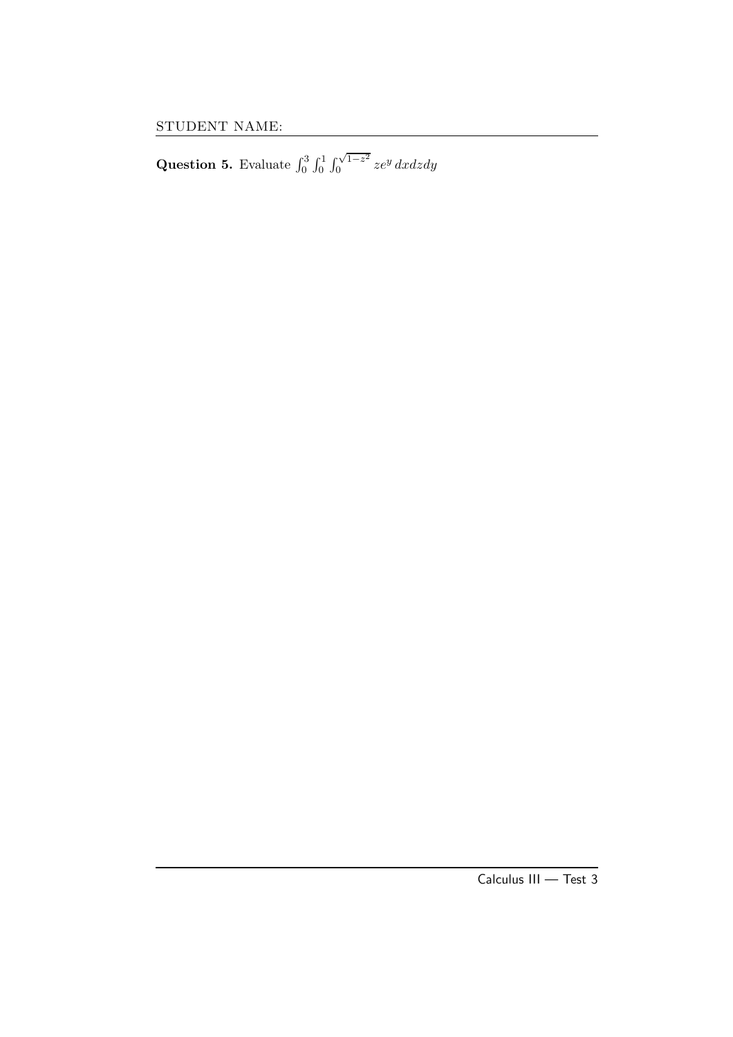STUDENT NAME:

**Question 5.** Evaluate $\int_0^3 \int_0^1 \int_0^{\sqrt{1-z^2}} ze^y \, dxdzdy$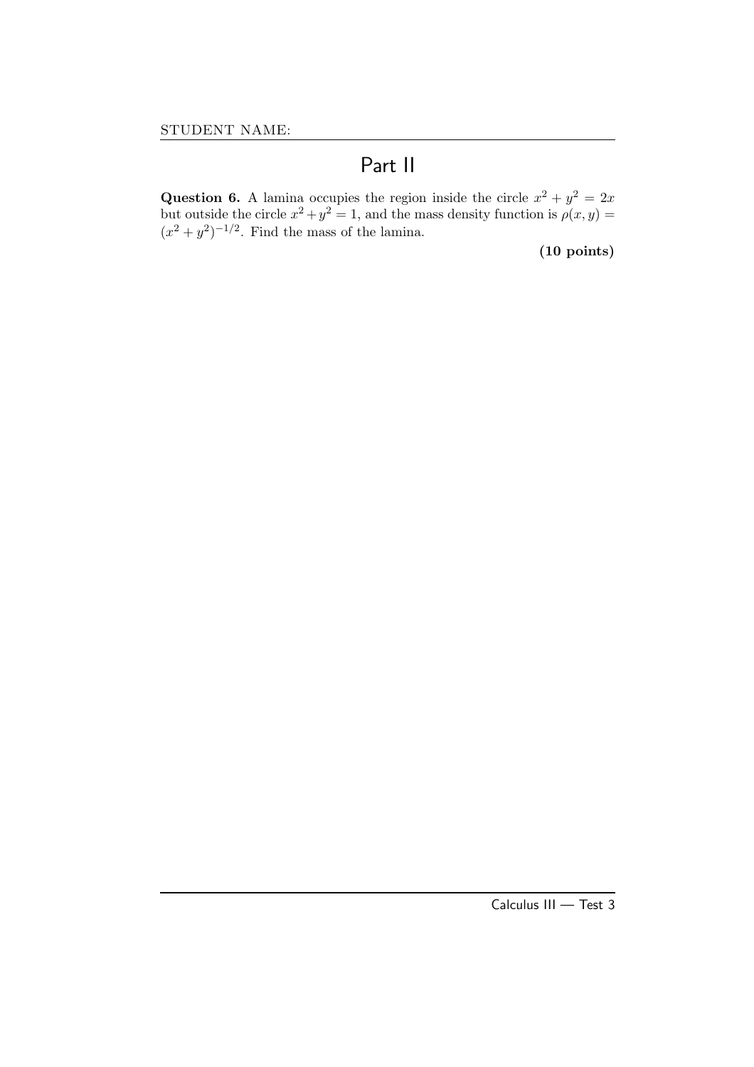STUDENT NAME:

# Part II

**Question 6.** A lamina occupies the region inside the circle $x^2 + y^2 = 2x$ but outside the circle $x^2 + y^2 = 1$, and the mass density function is $\rho(x, y) = (x^2 + y^2)^{-1/2}$. Find the mass of the lamina.

**(10 points)**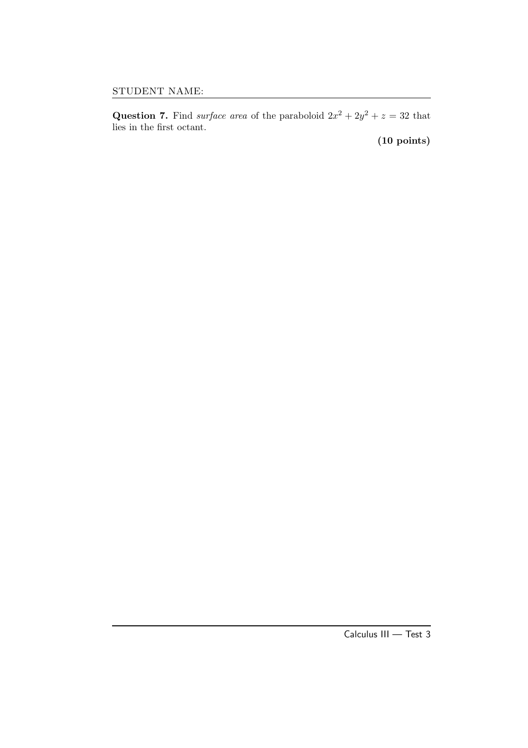STUDENT NAME:

**Question 7.** Find *surface area* of the paraboloid $2x^2 + 2y^2 + z = 32$ that lies in the first octant.

**(10 points)**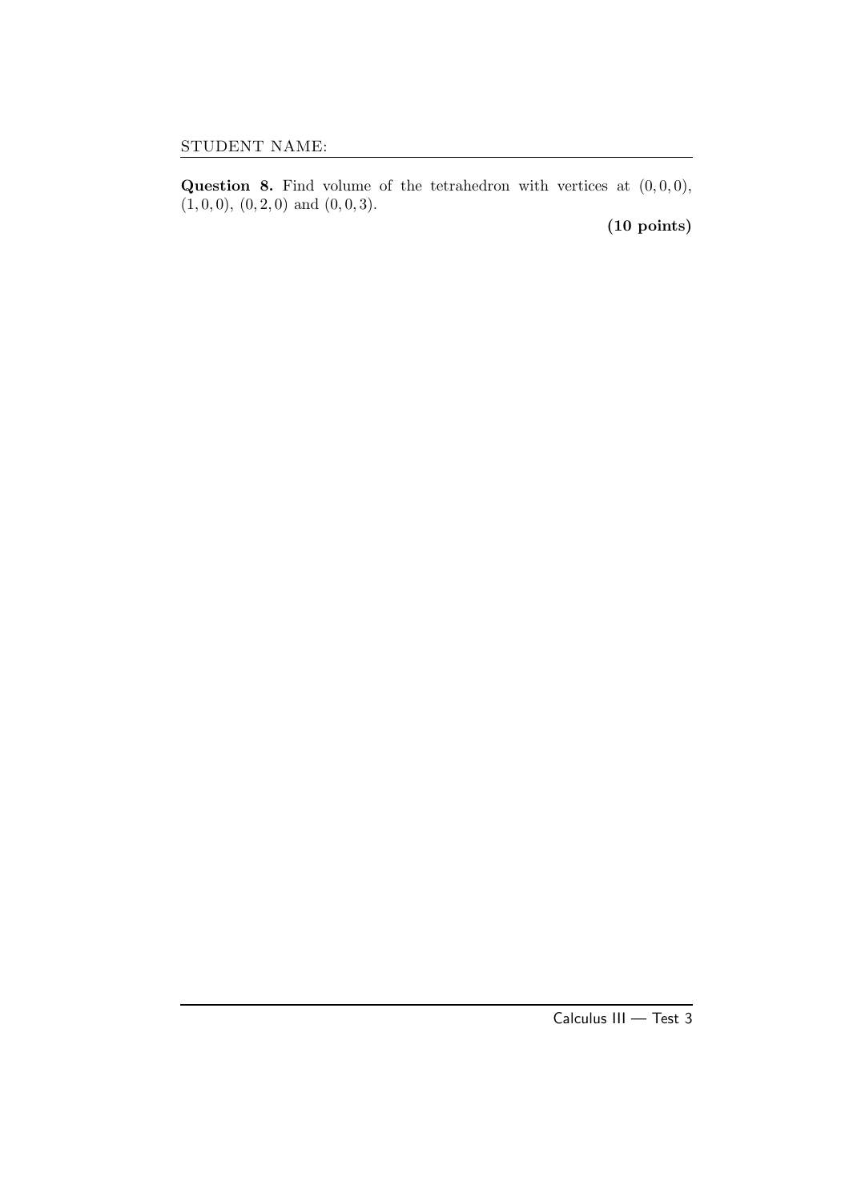STUDENT NAME:

**Question 8.** Find volume of the tetrahedron with vertices at $(0, 0, 0)$, $(1, 0, 0)$, $(0, 2, 0)$ and $(0, 0, 3)$.

**(10 points)**